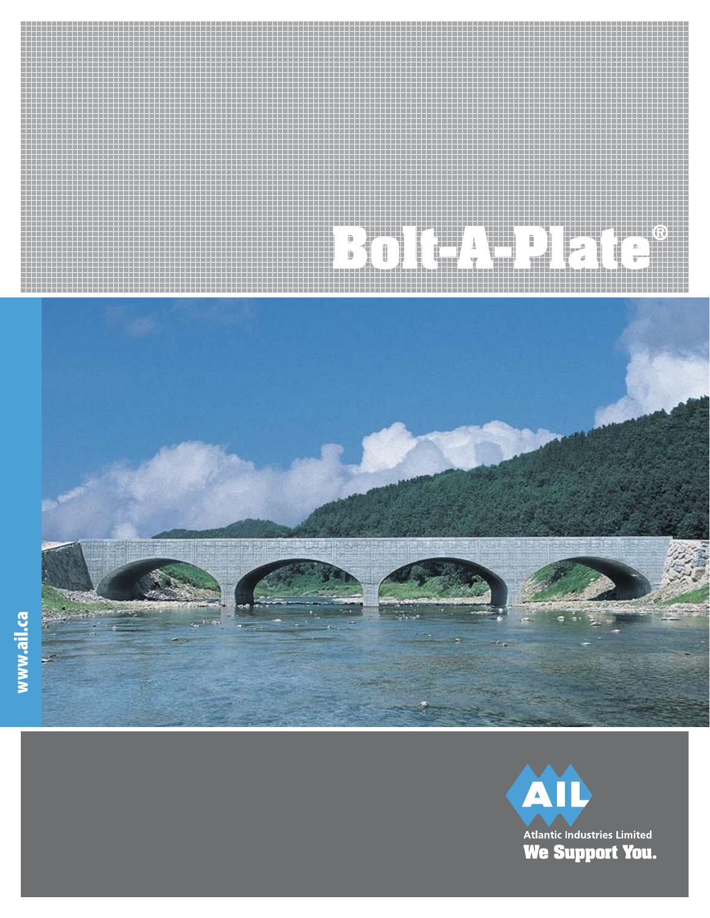# Bolt-A-Plate®

www.ail.ca

Atlantic Industries Limited

**We Support You.**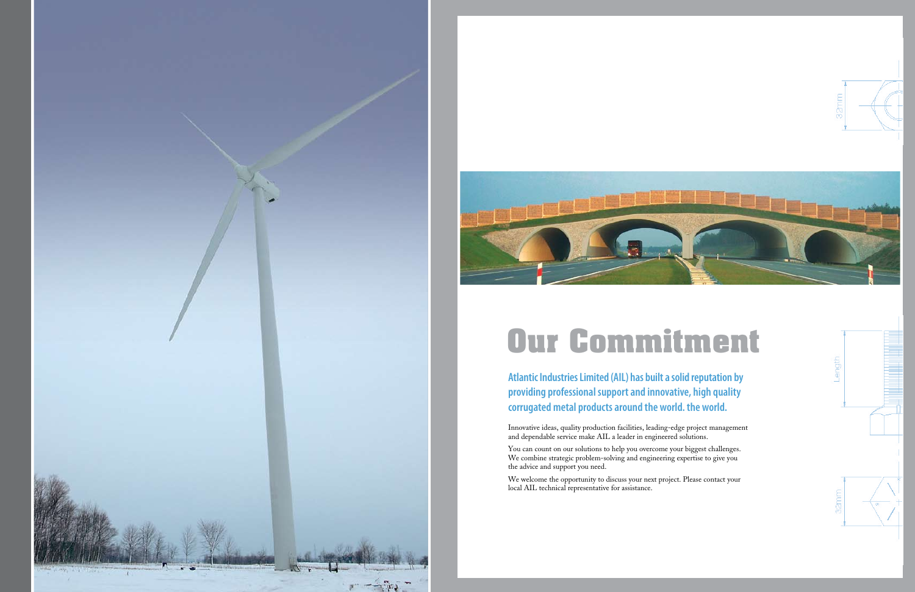# Our Commitment

**Atlantic Industries Limited (AIL) has built a solid reputation by providing professional support and innovative, high quality corrugated metal products around the world. the world.**

Innovative ideas, quality production facilities, leading-edge project management and dependable service make AIL a leader in engineered solutions.

You can count on our solutions to help you overcome your biggest challenges. We combine strategic problem-solving and engineering expertise to give you the advice and support you need.

We welcome the opportunity to discuss your next project. Please contact your local AIL technical representative for assistance.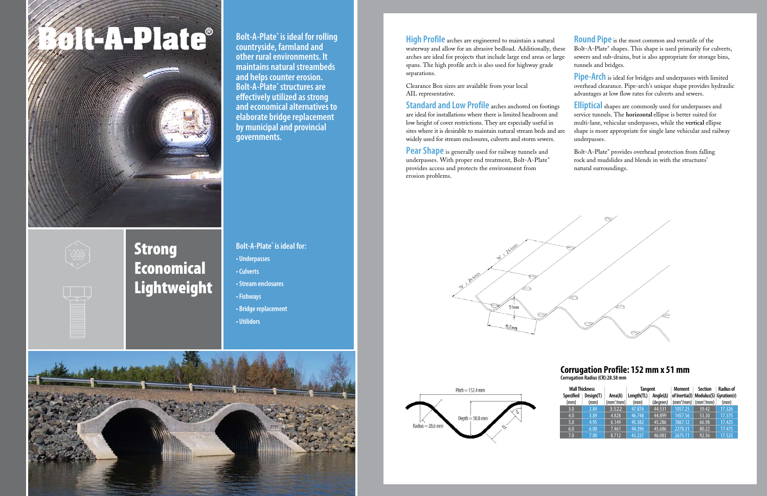# Bolt-A-Plate®

**Bolt-A-Plate® is ideal for rolling countryside, farmland and other rural environments. It maintains natural streambeds and helps counter erosion. Bolt-A-Plate® structures are effectively utilized as strong and economical alternatives to elaborate bridge replacement by municipal and provincial governments.**

## Strong Economical Lightweight

**Bolt-A-Plate® is ideal for:**

- Underpasses
- Culverts
- Stream enclosures
- Fishways
- Bridge replacement
- Utilidors

**High Profile** arches are engineered to maintain a natural waterway and allow for an abrasive bedload. Additionally, these arches are ideal for projects that include large end areas or large spans. The high profile arch is also used for highway grade separations.

Clearance Box sizes are available from your local AIL representative.

**Standard and Low Profile** arches anchored on footings are ideal for installations where there is limited headroom and low height of cover restrictions. They are especially useful in sites where it is desirable to maintain natural stream beds and are widely used for stream enclosures, culverts and storm sewers.

**Pear Shape** is generally used for railway tunnels and underpasses. With proper end treatment, Bolt-A-Plate® provides access and protects the environment from erosion problems.

**Round Pipe** is the most common and versatile of the Bolt-A-Plate® shapes. This shape is used primarily for culverts, sewers and sub-drains, but is also appropriate for storage bins, tunnels and bridges.

**Pipe-Arch** is ideal for bridges and underpasses with limited overhead clearance. Pipe-arch's unique shape provides hydraulic advantages at low flow rates for culverts and sewers.

**Elliptical** shapes are commonly used for underpasses and service tunnels. The **horizontal** ellipse is better suited for multi-lane, vehicular underpasses, while the **vertical** ellipse shape is more appropriate for single lane vehicular and railway underpasses.

Bolt-A-Plate® provides overhead protection from falling rock and mudslides and blends in with the structures' natural surroundings.

'N' = 244mm

51mm

152mm

Pitch = 152.4 mm

Depth = 50.8 mm

Radius = 28.6 mm

## Corrugation Profile: 152 mm x 51 mm

**Corrugation Radius (CR):28.58 mm**

| Wall Thickness | | | Tangent | | Moment | Section | Radius of |
|---|---|---|---|---|---|---|---|
| Specified (mm) | Design(T) (mm) | Area(A) ($mm^2/mm$) | Length(TL) (mm) | Angle(Δ) (degrees) | of Inertia(I) ($mm^4/mm$) | Modulus(S) ($mm^3/mm$) | Gyration(r) (mm) |
| 3.0 | 2.84 | 3.522 | 47.876 | 44.531 | 1057.25 | 39.42 | 17.326 |
| 4.0 | 3.89 | 4.828 | 46.748 | 44.899 | 1457.56 | 53.30 | 17.375 |
| 5.0 | 4.95 | 6.149 | 45.582 | 45.286 | 1867.12 | 66.98 | 17.425 |
| 6.0 | 6.00 | 7.461 | 44.396 | 45.686 | 2278.31 | 80.22 | 17.475 |
| 7.0 | 7.00 | 8.712 | 43.237 | 46.083 | 2675.11 | 92.56 | 17.523 |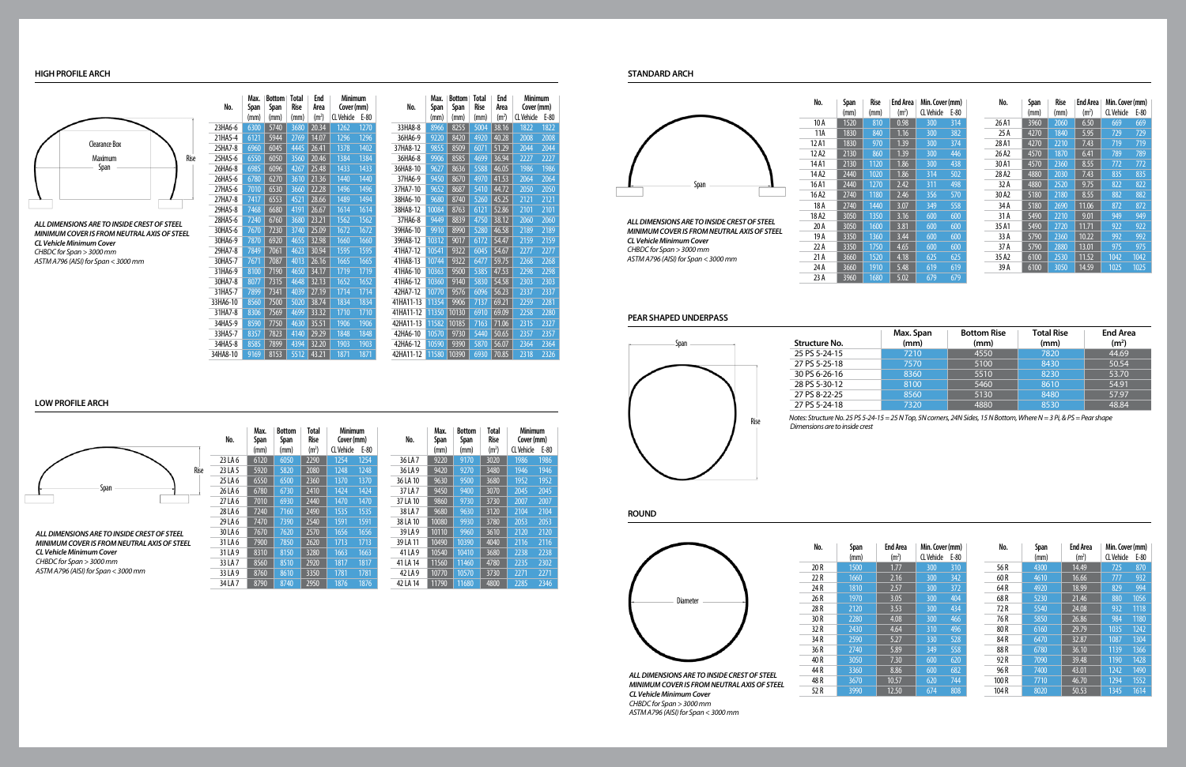## HIGH PROFILE ARCH

Clearance Box

Maximum Span

Rise

*ALL DIMENSIONS ARE TO INSIDE CREST OF STEEL*
*MINIMUM COVER IS FROM NEUTRAL AXIS OF STEEL*
*CL Vehicle Minimum Cover*
*CHBDC for Span > 3000 mm*
*ASTM A796 (AISI) for Span < 3000 mm*

| No. | Max. Span (mm) | Bottom Span (mm) | Total Rise (mm) | End Area (m²) | Minimum Cover (mm) CL Vehicle | E-80 |
|---|---|---|---|---|---|---|
| 23HA6-6 | 6300 | 5740 | 3680 | 20.34 | 1262 | 1270 |
| 21HA5-4 | 6121 | 5944 | 2769 | 14.07 | 1296 | 1296 |
| 25HA7-8 | 6960 | 6045 | 4445 | 26.41 | 1378 | 1402 |
| 25HA5-6 | 6550 | 6050 | 3560 | 20.46 | 1384 | 1384 |
| 26HA6-8 | 6985 | 6096 | 4267 | 25.48 | 1433 | 1433 |
| 26HA5-6 | 6780 | 6270 | 3610 | 21.36 | 1440 | 1440 |
| 27HA5-6 | 7010 | 6530 | 3660 | 22.28 | 1496 | 1496 |
| 27HA7-8 | 7417 | 6553 | 4521 | 28.66 | 1489 | 1494 |
| 29HA5-8 | 7468 | 6680 | 4191 | 26.67 | 1614 | 1614 |
| 28HA5-6 | 7240 | 6760 | 3680 | 23.21 | 1562 | 1562 |
| 30HA5-6 | 7670 | 7230 | 3740 | 25.09 | 1672 | 1672 |
| 30HA6-9 | 7870 | 6920 | 4655 | 32.98 | 1660 | 1660 |
| 29HA7-8 | 7849 | 7061 | 4623 | 30.94 | 1595 | 1595 |
| 30HA5-7 | 7671 | 7087 | 4013 | 26.16 | 1665 | 1665 |
| 31HA6-9 | 8100 | 7190 | 4650 | 34.17 | 1719 | 1719 |
| 30HA7-8 | 8077 | 7315 | 4648 | 32.13 | 1652 | 1652 |
| 31HA5-7 | 7899 | 7341 | 4039 | 27.19 | 1714 | 1714 |
| 33HA6-10 | 8560 | 7500 | 5020 | 38.74 | 1834 | 1834 |
| 31HA7-8 | 8306 | 7569 | 4699 | 33.32 | 1710 | 1710 |
| 34HA5-9 | 8590 | 7750 | 4630 | 35.51 | 1906 | 1906 |
| 33HA5-7 | 8357 | 7823 | 4140 | 29.29 | 1848 | 1848 |
| 34HA5-8 | 8585 | 7899 | 4394 | 32.20 | 1903 | 1903 |
| 34HA8-10 | 9169 | 8153 | 5512 | 43.21 | 1871 | 1871 |
| 33HA8-8 | 8966 | 8255 | 5004 | 38.16 | 1822 | 1822 |
| 36HA6-9 | 9220 | 8420 | 4920 | 40.28 | 2008 | 2008 |
| 37HA8-12 | 9855 | 8509 | 6071 | 51.29 | 2044 | 2044 |
| 36HA6-8 | 9906 | 8585 | 4699 | 36.94 | 2227 | 2227 |
| 36HA8-10 | 9627 | 8636 | 5588 | 46.05 | 1986 | 1986 |
| 37HA6-9 | 9450 | 8670 | 4970 | 41.53 | 2064 | 2064 |
| 37HA7-10 | 9652 | 8687 | 5410 | 44.72 | 2050 | 2050 |
| 38HA6-10 | 9680 | 8740 | 5260 | 45.25 | 2121 | 2121 |
| 38HA8-12 | 10084 | 8763 | 6121 | 52.86 | 2101 | 2101 |
| 37HA6-8 | 9449 | 8839 | 4750 | 38.12 | 2060 | 2060 |
| 39HA6-10 | 9910 | 8990 | 5280 | 46.58 | 2189 | 2189 |
| 39HA8-12 | 10312 | 9017 | 6172 | 54.47 | 2159 | 2159 |
| 41HA7-12 | 10541 | 9322 | 6045 | 54.67 | 2277 | 2277 |
| 41HA8-13 | 10744 | 9322 | 6477 | 59.75 | 2268 | 2268 |
| 41HA6-10 | 10363 | 9500 | 5385 | 47.53 | 2298 | 2298 |
| 41HA6-12 | 10360 | 9140 | 5830 | 54.58 | 2303 | 2303 |
| 42HA7-12 | 10770 | 9576 | 6096 | 56.23 | 2337 | 2337 |
| 41HA11-13 | 11354 | 9906 | 7137 | 69.21 | 2259 | 2281 |
| 41HA11-12 | 11350 | 10130 | 6910 | 69.09 | 2258 | 2280 |
| 42HA11-13 | 11582 | 10185 | 7163 | 71.06 | 2315 | 2327 |
| 42HA6-10 | 10570 | 9730 | 5440 | 50.65 | 2357 | 2357 |
| 42HA6-12 | 10590 | 9390 | 5870 | 56.07 | 2364 | 2364 |
| 42HA11-12 | 11580 | 10390 | 6930 | 70.85 | 2318 | 2326 |

## LOW PROFILE ARCH

Rise

Span

*ALL DIMENSIONS ARE TO INSIDE CREST OF STEEL*
*MINIMUM COVER IS FROM NEUTRAL AXIS OF STEEL*
*CL Vehicle Minimum Cover*
*CHBDC for Span > 3000 mm*
*ASTM A796 (AISI) for Span < 3000 mm*

| No. | Max. Span (mm) | Bottom Span (mm) | Total Rise (m²) | Minimum Cover (mm) CL Vehicle | E-80 |
|---|---|---|---|---|---|
| 23 LA 6 | 6120 | 6050 | 2290 | 1254 | 1254 |
| 23 LA 5 | 5920 | 5820 | 2080 | 1248 | 1248 |
| 25 LA 6 | 6550 | 6500 | 2360 | 1370 | 1370 |
| 26 LA 6 | 6780 | 6730 | 2410 | 1424 | 1424 |
| 27 LA 6 | 7010 | 6930 | 2440 | 1470 | 1470 |
| 28 LA 6 | 7240 | 7160 | 2490 | 1535 | 1535 |
| 29 LA 6 | 7470 | 7390 | 2540 | 1591 | 1591 |
| 30 LA 6 | 7670 | 7620 | 2570 | 1656 | 1656 |
| 31 LA 6 | 7900 | 7850 | 2620 | 1713 | 1713 |
| 31 LA 9 | 8310 | 8150 | 3280 | 1663 | 1663 |
| 33 LA 7 | 8560 | 8510 | 2920 | 1817 | 1817 |
| 33 LA 9 | 8760 | 8610 | 3350 | 1781 | 1781 |
| 34 LA 7 | 8790 | 8740 | 2950 | 1876 | 1876 |
| 36 LA 7 | 9220 | 9170 | 3020 | 1986 | 1986 |
| 36 LA 9 | 9420 | 9270 | 3480 | 1946 | 1946 |
| 36 LA 10 | 9630 | 9500 | 3680 | 1952 | 1952 |
| 37 LA 7 | 9450 | 9400 | 3070 | 2045 | 2045 |
| 37 LA 10 | 9860 | 9730 | 3730 | 2007 | 2007 |
| 38 LA 7 | 9680 | 9630 | 3120 | 2104 | 2104 |
| 38 LA 10 | 10080 | 9930 | 3780 | 2053 | 2053 |
| 39 LA 9 | 10110 | 9960 | 3610 | 2120 | 2120 |
| 39 LA 11 | 10490 | 10390 | 4040 | 2116 | 2116 |
| 41 LA 9 | 10540 | 10410 | 3680 | 2238 | 2238 |
| 41 LA 14 | 11560 | 11460 | 4780 | 2235 | 2302 |
| 42 LA 9 | 10770 | 10570 | 3730 | 2271 | 2271 |
| 42 LA 14 | 11790 | 11680 | 4800 | 2285 | 2346 |

## STANDARD ARCH

Span

*ALL DIMENSIONS ARE TO INSIDE CREST OF STEEL*
*MINIMUM COVER IS FROM NEUTRAL AXIS OF STEEL*
*CL Vehicle Minimum Cover*
*CHBDC for Span > 3000 mm*
*ASTM A796 (AISI) for Span < 3000 mm*

| No. | Span (mm) | Rise (mm) | End Area (m²) | Min. Cover (mm) CL Vehicle | E-80 |
|---|---|---|---|---|---|
| 10 A | 1520 | 810 | 0.98 | 300 | 314 |
| 11A | 1830 | 840 | 1.16 | 300 | 382 |
| 12 A1 | 1830 | 970 | 1.39 | 300 | 374 |
| 12 A2 | 2130 | 860 | 1.39 | 300 | 446 |
| 14 A1 | 2130 | 1120 | 1.86 | 300 | 438 |
| 14 A2 | 2440 | 1020 | 1.86 | 314 | 502 |
| 16 A1 | 2440 | 1270 | 2.42 | 311 | 498 |
| 16 A2 | 2740 | 1180 | 2.46 | 356 | 570 |
| 18 A | 2740 | 1440 | 3.07 | 349 | 558 |
| 18 A2 | 3050 | 1350 | 3.16 | 600 | 600 |
| 20 A | 3050 | 1600 | 3.81 | 600 | 600 |
| 19 A | 3350 | 1360 | 3.44 | 600 | 600 |
| 22 A | 3350 | 1750 | 4.65 | 600 | 600 |
| 21 A | 3660 | 1520 | 4.18 | 625 | 625 |
| 24 A | 3660 | 1910 | 5.48 | 619 | 619 |
| 23 A | 3960 | 1680 | 5.02 | 679 | 679 |
| 26 A1 | 3960 | 2060 | 6.50 | 669 | 669 |
| 25 A | 4270 | 1840 | 5.95 | 729 | 729 |
| 28 A1 | 4270 | 2210 | 7.43 | 719 | 719 |
| 26 A2 | 4570 | 1870 | 6.41 | 789 | 789 |
| 30 A1 | 4570 | 2360 | 8.55 | 772 | 772 |
| 28 A2 | 4880 | 2030 | 7.43 | 835 | 835 |
| 32 A | 4880 | 2520 | 9.75 | 822 | 822 |
| 30 A2 | 5180 | 2180 | 8.55 | 882 | 882 |
| 34 A | 5180 | 2690 | 11.06 | 872 | 872 |
| 31 A | 5490 | 2210 | 9.01 | 949 | 949 |
| 35 A1 | 5490 | 2720 | 11.71 | 922 | 922 |
| 33 A | 5790 | 2360 | 10.22 | 992 | 992 |
| 37 A | 5790 | 2880 | 13.01 | 975 | 975 |
| 35 A2 | 6100 | 2530 | 11.52 | 1042 | 1042 |
| 39 A | 6100 | 3050 | 14.59 | 1025 | 1025 |

## PEAR SHAPED UNDERPASS

Span

Rise

| Structure No. | Max. Span (mm) | Bottom Rise (mm) | Total Rise (mm) | End Area (m²) |
|---|---|---|---|---|
| 25 PS 5-24-15 | 7210 | 4550 | 7820 | 44.69 |
| 27 PS 5-25-18 | 7570 | 5100 | 8430 | 50.54 |
| 30 PS 6-26-16 | 8360 | 5510 | 8230 | 53.70 |
| 28 PS 5-30-12 | 8100 | 5460 | 8610 | 54.91 |
| 27 PS 8-22-25 | 8560 | 5130 | 8480 | 57.97 |
| 27 PS 5-24-18 | 7320 | 4880 | 8530 | 48.84 |

*Notes: Structure No. 25 PS 5-24-15 = 25 N Top, 5N corners, 24N Sides, 15 N Bottom, Where N = 3 Pi, & PS = Pear shape*
*Dimensions are to inside crest*

## ROUND

Diameter

*ALL DIMENSIONS ARE TO INSIDE CREST OF STEEL*
*MINIMUM COVER IS FROM NEUTRAL AXIS OF STEEL*
*CL Vehicle Minimum Cover*
*CHBDC for Span > 3000 mm*
*ASTM A796 (AISI) for Span < 3000 mm*

| No. | Span (mm) | End Area (m²) | Min. Cover (mm) CL Vehicle | E-80 |
|---|---|---|---|---|
| 20 R | 1500 | 1.77 | 300 | 310 |
| 22 R | 1660 | 2.16 | 300 | 342 |
| 24 R | 1810 | 2.57 | 300 | 372 |
| 26 R | 1970 | 3.05 | 300 | 404 |
| 28 R | 2120 | 3.53 | 300 | 434 |
| 30 R | 2280 | 4.08 | 300 | 466 |
| 32 R | 2430 | 4.64 | 310 | 496 |
| 34 R | 2590 | 5.27 | 330 | 528 |
| 36 R | 2740 | 5.89 | 349 | 558 |
| 40 R | 3050 | 7.30 | 600 | 620 |
| 44 R | 3360 | 8.86 | 600 | 682 |
| 48 R | 3670 | 10.57 | 620 | 744 |
| 52 R | 3990 | 12.50 | 674 | 808 |
| 56 R | 4300 | 14.49 | 725 | 870 |
| 60 R | 4610 | 16.66 | 777 | 932 |
| 64 R | 4920 | 18.99 | 829 | 994 |
| 68 R | 5230 | 21.46 | 880 | 1056 |
| 72 R | 5540 | 24.08 | 932 | 1118 |
| 76 R | 5850 | 26.86 | 984 | 1180 |
| 80 R | 6160 | 29.79 | 1035 | 1242 |
| 84 R | 6470 | 32.87 | 1087 | 1304 |
| 88 R | 6780 | 36.10 | 1139 | 1366 |
| 92 R | 7090 | 39.48 | 1190 | 1428 |
| 96 R | 7400 | 43.01 | 1242 | 1490 |
| 100 R | 7710 | 46.70 | 1294 | 1552 |
| 104 R | 8020 | 50.53 | 1345 | 1614 |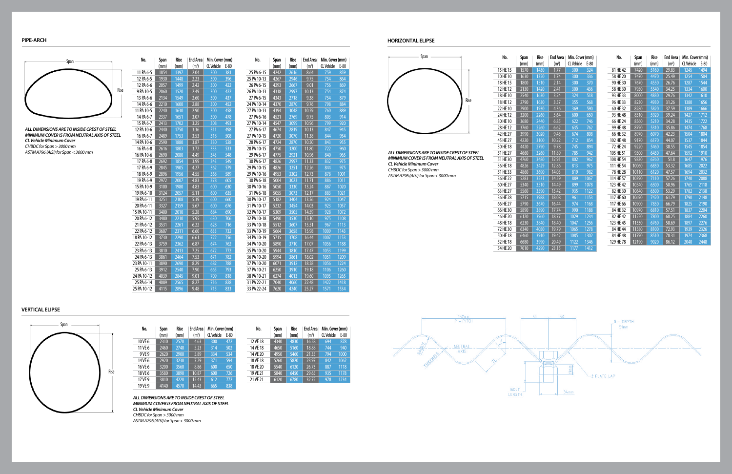## PIPE-ARCH

Span

Rise

*ALL DIMENSIONS ARE TO INSIDE CREST OF STEEL*
*MINIMUM COVER IS FROM NEUTRAL AXIS OF STEEL*
***CL Vehicle Minimum Cover***
*CHBDC for Span > 3000 mm*
*ASTM A796 (AISI) for Span < 3000 mm*

| No. | Span (mm) | Rise (mm) | End Area ($m^2$) | Min. Cover (mm) CL Vehicle | E-80 |
|---|---|---|---|---|---|
| 11 PA 6-5 | 1854 | 1397 | 2.04 | 300 | 381 |
| 12 PA 6-5 | 1930 | 1448 | 2.23 | 300 | 396 |
| 12 PA 6-6 | 2057 | 1499 | 2.42 | 300 | 422 |
| 9 PA 10-5 | 2060 | 1520 | 2.49 | 300 | 422 |
| 13 PA 6-6 | 2134 | 1549 | 2.60 | 300 | 437 |
| 14 PA 6-6 | 2210 | 1600 | 2.88 | 300 | 452 |
| 11 PA 10-5 | 2240 | 1630 | 2.90 | 300 | 458 |
| 14 PA 6-7 | 2337 | 1651 | 3.07 | 300 | 478 |
| 15 PA 6-7 | 2413 | 1702 | 3.25 | 308 | 493 |
| 12 PA 10-6 | 2440 | 1750 | 3.36 | 311 | 498 |
| 16 PA 6-7 | 2489 | 1753 | 3.53 | 318 | 508 |
| 14 PA 10-6 | 2590 | 1880 | 3.87 | 330 | 528 |
| 16 PA 6-8 | 2616 | 1803 | 3.72 | 333 | 533 |
| 16 PA 10-6 | 2690 | 2080 | 4.49 | 343 | 548 |
| 17 PA 6-8 | 2692 | 1854 | 3.99 | 343 | 549 |
| 17 PA 6-9 | 2845 | 1905 | 4.27 | 362 | 579 |
| 18 PA 6-9 | 2896 | 1956 | 4.55 | 368 | 589 |
| 19 PA 6-9 | 2972 | 2007 | 4.83 | 378 | 605 |
| 15 PA 10-9 | 3100 | 1980 | 4.83 | 600 | 630 |
| 19 PA 6-10 | 3124 | 2057 | 5.11 | 600 | 635 |
| 19 PA 6-11 | 3251 | 2108 | 5.39 | 600 | 660 |
| 20 PA 6-11 | 3327 | 2159 | 5.67 | 600 | 676 |
| 15 PA 10-11 | 3400 | 2010 | 5.28 | 684 | 690 |
| 20 PA 6-12 | 3480 | 2210 | 5.95 | 630 | 706 |
| 21 PA 6-12 | 3531 | 2261 | 6.22 | 628 | 716 |
| 22 PA 6-12 | 3607 | 2311 | 6.60 | 633 | 732 |
| 18 PA 10-12 | 3730 | 2290 | 6.61 | 722 | 756 |
| 22 PA 6-13 | 3759 | 2362 | 6.87 | 674 | 762 |
| 23 PA 6-13 | 3810 | 2413 | 7.25 | 672 | 772 |
| 24 PA 6-13 | 3861 | 2464 | 7.53 | 671 | 782 |
| 23 PA 10-11 | 3890 | 2690 | 8.29 | 682 | 788 |
| 25 PA 6-13 | 3912 | 2540 | 7.90 | 665 | 793 |
| 24 PA 10-12 | 4039 | 2845 | 9.01 | 709 | 818 |
| 25 PA 6-14 | 4089 | 2565 | 8.27 | 716 | 828 |
| 25 PA 10-12 | 4115 | 2896 | 9.48 | 715 | 833 |
| 25 PA 6-15 | 4242 | 2616 | 8.64 | 759 | 859 |
| 25 PA 10-13 | 4267 | 2946 | 9.75 | 754 | 864 |
| 26 PA 6-15 | 4293 | 2667 | 9.01 | 756 | 869 |
| 26 PA 10-13 | 4318 | 2997 | 10.13 | 754 | 874 |
| 27 PA 6-15 | 4343 | 2718 | 9.38 | 754 | 879 |
| 24 PA 10-14 | 4370 | 2870 | 9.76 | 798 | 884 |
| 27 PA 10-13 | 4394 | 3048 | 10.59 | 760 | 889 |
| 27 PA 6-16 | 4521 | 2769 | 9.75 | 803 | 914 |
| 27 PA 10-14 | 4547 | 3099 | 10.96 | 799 | 920 |
| 27 PA 6-17 | 4674 | 2819 | 10.13 | 847 | 945 |
| 27 PA 10-15 | 4720 | 3070 | 11.38 | 844 | 954 |
| 28 PA 6-17 | 4724 | 2870 | 10.50 | 843 | 955 |
| 28 PA 10-15 | 4750 | 3200 | 11.80 | 722 | 960 |
| 29 PA 6-17 | 4775 | 2921 | 10.96 | 840 | 965 |
| 30 PA 6-17 | 4826 | 2997 | 11.33 | 832 | 975 |
| 29 PA 10-15 | 4826 | 3251 | 12.26 | 844 | 975 |
| 29 PA 10-16 | 4953 | 3302 | 12.73 | 878 | 1001 |
| 30 PA 6-18 | 5004 | 3023 | 11.71 | 886 | 1011 |
| 30 PA 10-16 | 5050 | 3330 | 13.24 | 887 | 1020 |
| 31 PA 6-18 | 5055 | 3073 | 12.17 | 883 | 1021 |
| 30 PA 10-17 | 5182 | 3404 | 13.56 | 924 | 1047 |
| 31 PA 10-17 | 5232 | 3454 | 14.03 | 923 | 1057 |
| 32 PA 10-17 | 5309 | 3505 | 14.59 | 928 | 1072 |
| 32 PA 10-18 | 5490 | 3530 | 15.10 | 975 | 1108 |
| 33 PA 10-18 | 5512 | 3607 | 15.51 | 967 | 1113 |
| 33 PA 10-19 | 5664 | 3658 | 15.98 | 1009 | 1143 |
| 34 PA 10-19 | 5715 | 3708 | 16.44 | 1007 | 1153 |
| 34 PA 10-20 | 5890 | 3710 | 17.07 | 1056 | 1188 |
| 35 PA 10-20 | 5944 | 3810 | 17.47 | 1053 | 1199 |
| 36 PA 10-20 | 5994 | 3861 | 18.02 | 1051 | 1209 |
| 37 PA 10-20 | 6071 | 3912 | 18.58 | 1056 | 1224 |
| 37 PA 10-21 | 6250 | 3910 | 19.18 | 1106 | 1260 |
| 38 PA 10-21 | 6274 | 4013 | 19.60 | 1095 | 1265 |
| 31 PA 22-21 | 7040 | 4060 | 22.48 | 1422 | 1418 |
| 33 PA 22-24 | 7620 | 4240 | 25.27 | 1571 | 1534 |

## VERTICAL ELIPSE

Span

Rise

| No. | Span (mm) | Rise (mm) | End Area ($m^2$) | Min. Cover (mm) CL Vehicle | E-80 |
|---|---|---|---|---|---|
| 10 VE 6 | 2310 | 2570 | 4.63 | 300 | 472 |
| 11 VE 6 | 2460 | 2740 | 5.23 | 314 | 502 |
| 9 VE 9 | 2620 | 2900 | 5.89 | 334 | 534 |
| 14 VE 6 | 2920 | 3230 | 7.29 | 371 | 594 |
| 16 VE 6 | 3200 | 3560 | 8.86 | 600 | 650 |
| 18 VE 6 | 3580 | 3890 | 10.87 | 600 | 726 |
| 17 VE 9 | 3810 | 4220 | 12.43 | 612 | 772 |
| 19 VE 9 | 4140 | 4570 | 14.43 | 665 | 838 |
| 12 VE 18 | 4340 | 4830 | 16.58 | 694 | 878 |
| 14 VE 18 | 4650 | 5160 | 18.88 | 744 | 940 |
| 14 VE 20 | 4950 | 5460 | 21.35 | 794 | 1000 |
| 18 VE 18 | 5260 | 5820 | 23.97 | 842 | 1062 |
| 18 VE 20 | 5540 | 6120 | 26.73 | 887 | 1118 |
| 19 VE 21 | 5840 | 6450 | 29.65 | 935 | 1178 |
| 21 VE 21 | 6120 | 6780 | 32.72 | 978 | 1234 |

*ALL DIMENSIONS ARE TO INSIDE CREST OF STEEL*
*MINIMUM COVER IS FROM NEUTRAL AXIS OF STEEL*
***CL Vehicle Minimum Cover***
*CHBDC for Span > 3000 mm*
*ASTM A796 (AISI) for Span < 3000 mm*

## HORIZONTAL ELIPSE

Span

Rise

*ALL DIMENSIONS ARE TO INSIDE CREST OF STEEL*
*MINIMUM COVER IS FROM NEUTRAL AXIS OF STEEL*
***CL Vehicle Minimum Cover***
*CHBDC for Span > 3000 mm*
*ASTM A796 (AISI) for Span < 3000 mm*

| No. | Span (mm) | Rise (mm) | End Area ($m^2$) | Min. Cover (mm) CL Vehicle | E-80 |
|---|---|---|---|---|---|
| 15 HE 15 | 1570 | 1430 | 1.77 | 300 | 324 |
| 10 HE 10 | 1630 | 1350 | 1.74 | 300 | 336 |
| 18 HE 15 | 1800 | 1510 | 2.14 | 300 | 370 |
| 12 HE 12 | 2130 | 1420 | 2.41 | 300 | 436 |
| 18 HE 10 | 2540 | 1630 | 3.24 | 324 | 518 |
| 18 HE 12 | 2790 | 1630 | 3.57 | 355 | 568 |
| 22 HE 10 | 2900 | 1930 | 4.36 | 369 | 590 |
| 24 HE 12 | 3200 | 2260 | 5.64 | 600 | 650 |
| 30 HE 10 | 3680 | 2440 | 6.85 | 622 | 746 |
| 28 HE 12 | 3760 | 2260 | 6.62 | 635 | 762 |
| 42 HE 27 | 3990 | 3020 | 9.48 | 674 | 808 |
| 45 HE 27 | 4220 | 3100 | 10.22 | 712 | 854 |
| 30 HE 18 | 4420 | 2790 | 9.78 | 745 | 894 |
| 51 HE 27 | 4660 | 3260 | 11.89 | 785 | 942 |
| 51 HE 30 | 4760 | 3480 | 12.91 | 802 | 962 |
| 36 HE 18 | 4826 | 3429 | 12.86 | 813 | 975 |
| 51 HE 33 | 4860 | 3690 | 14.03 | 819 | 982 |
| 36 HE 22 | 5283 | 3531 | 14.59 | 889 | 1067 |
| 60 HE 27 | 5340 | 3510 | 14.49 | 899 | 1078 |
| 63 HE 27 | 5560 | 3590 | 15.42 | 935 | 1122 |
| 36 HE 28 | 5715 | 3988 | 18.08 | 961 | 1153 |
| 66 HE 27 | 5790 | 3670 | 16.44 | 974 | 1168 |
| 66 HE 30 | 5890 | 3890 | 17.74 | 990 | 1188 |
| 46 HE 20 | 6120 | 3960 | 18.77 | 1029 | 1234 |
| 48 HE 18 | 6230 | 3840 | 18.40 | 1047 | 1256 |
| 72 HE 30 | 6340 | 4050 | 19.79 | 1065 | 1278 |
| 50 HE 18 | 6460 | 3910 | 19.42 | 1085 | 1302 |
| 52 HE 18 | 6680 | 3990 | 20.49 | 1122 | 1346 |
| 54 HE 20 | 7010 | 4290 | 23.15 | 1177 | 1412 |
| 81 HE 42 | 7420 | 5160 | 29.83 | 1245 | 1494 |
| 58 HE 20 | 7470 | 4470 | 25.49 | 1254 | 1504 |
| 90 HE 30 | 7670 | 4550 | 26.76 | 1287 | 1544 |
| 58 HE 30 | 7950 | 5540 | 34.25 | 1334 | 1600 |
| 93 HE 33 | 8000 | 4830 | 29.76 | 1342 | 1610 |
| 96 HE 33 | 8230 | 4930 | 31.26 | 1380 | 1656 |
| 60 HE 32 | 8280 | 5820 | 37.59 | 1389 | 1666 |
| 93 HE 48 | 8510 | 5920 | 39.24 | 1427 | 1712 |
| 66 HE 24 | 8560 | 5210 | 34.28 | 1435 | 1722 |
| 99 HE 48 | 8790 | 5310 | 35.86 | 1474 | 1768 |
| 66 HE 32 | 8970 | 6070 | 42.23 | 1504 | 1804 |
| 102 HE 48 | 9170 | 6170 | 44.07 | 1537 | 1844 |
| 72 HE 24 | 9220 | 5460 | 38.55 | 1545 | 1854 |
| 105 HE 51 | 9500 | 6450 | 47.64 | 1592 | 1910 |
| 108 HE 54 | 9830 | 6760 | 51.8 | 1647 | 1976 |
| 111 HE 54 | 10060 | 6830 | 53.32 | 1685 | 2022 |
| 78 HE 28 | 10110 | 6120 | 47.57 | 1694 | 2032 |
| 114 HE 57 | 10390 | 7110 | 57.26 | 1740 | 2088 |
| 123 HE 42 | 10540 | 6300 | 50.96 | 1765 | 2118 |
| 82 HE 30 | 10640 | 6500 | 53.29 | 1782 | 2138 |
| 117 HE 60 | 10690 | 7420 | 61.79 | 1790 | 2148 |
| 117 HE 66 | 10900 | 7850 | 66.79 | 1825 | 2190 |
| 84 HE 32 | 10970 | 6810 | 57.51 | 1837 | 2204 |
| 82 HE 42 | 11250 | 7800 | 68.25 | 1884 | 2260 |
| 123 HE 45 | 11330 | 6760 | 58.69 | 1897 | 2276 |
| 84 HE 44 | 11580 | 8100 | 72.93 | 1939 | 2326 |
| 84 HE 48 | 11790 | 8510 | 78.31 | 1974 | 2368 |
| 129 HE 78 | 12190 | 9020 | 86.12 | 2040 | 2448 |

152mm P - PITCH, 51, 50, D - DEPTH 51mm, RADIUS, THICKNESS, NEUTRAL AXIS, A, T1, 19mm, Z PLATE LAP, BOLT LENGTH, 34mm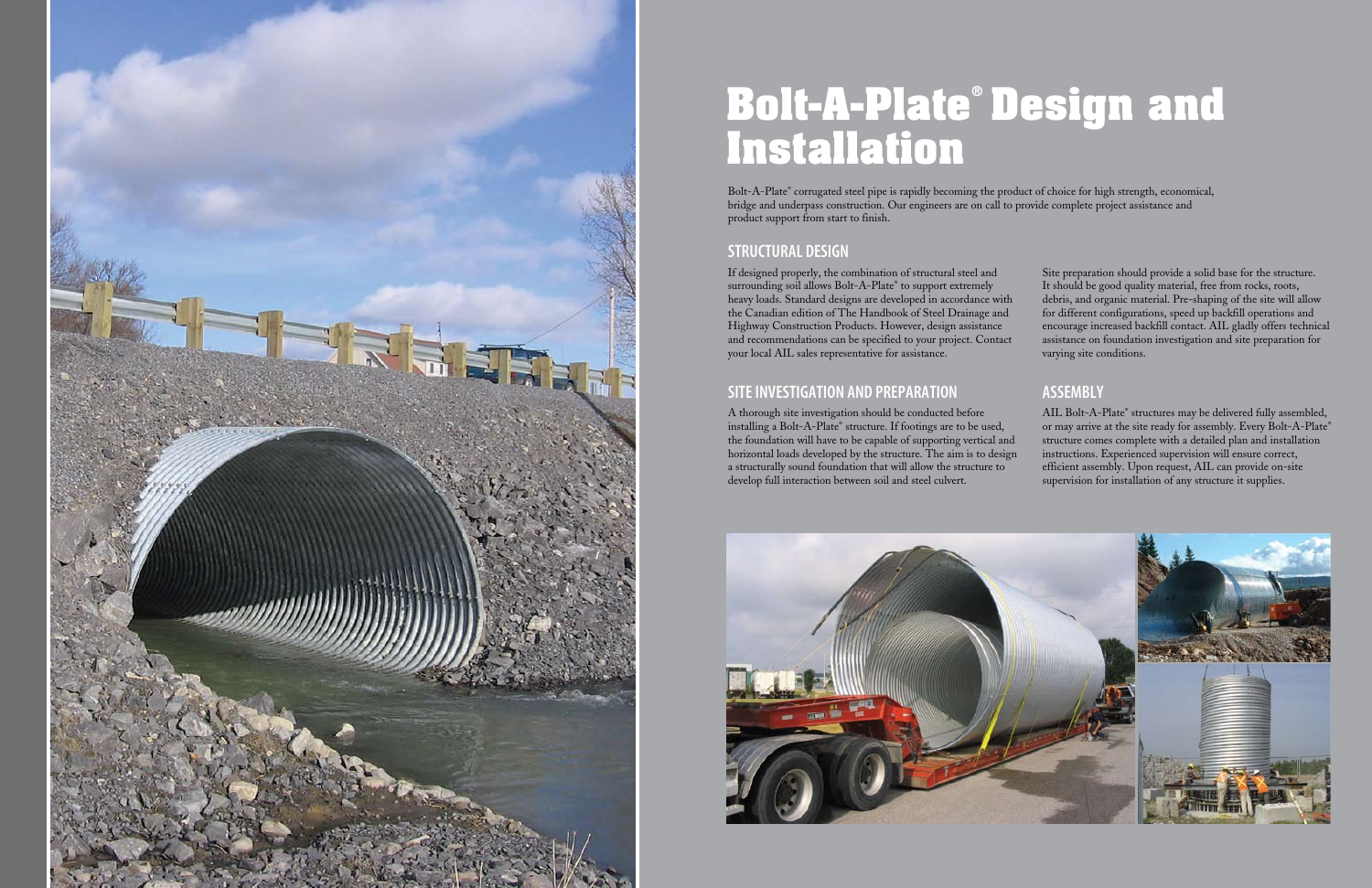# Bolt-A-Plate® Design and Installation

Bolt-A-Plate® corrugated steel pipe is rapidly becoming the product of choice for high strength, economical, bridge and underpass construction. Our engineers are on call to provide complete project assistance and product support from start to finish.

## STRUCTURAL DESIGN

If designed properly, the combination of structural steel and surrounding soil allows Bolt-A-Plate® to support extremely heavy loads. Standard designs are developed in accordance with the Canadian edition of The Handbook of Steel Drainage and Highway Construction Products. However, design assistance and recommendations can be specified to your project. Contact your local AIL sales representative for assistance.

## SITE INVESTIGATION AND PREPARATION

A thorough site investigation should be conducted before installing a Bolt-A-Plate® structure. If footings are to be used, the foundation will have to be capable of supporting vertical and horizontal loads developed by the structure. The aim is to design a structurally sound foundation that will allow the structure to develop full interaction between soil and steel culvert.

Site preparation should provide a solid base for the structure. It should be good quality material, free from rocks, roots, debris, and organic material. Pre-shaping of the site will allow for different configurations, speed up backfill operations and encourage increased backfill contact. AIL gladly offers technical assistance on foundation investigation and site preparation for varying site conditions.

## ASSEMBLY

AIL Bolt-A-Plate® structures may be delivered fully assembled, or may arrive at the site ready for assembly. Every Bolt-A-Plate® structure comes complete with a detailed plan and installation instructions. Experienced supervision will ensure correct, efficient assembly. Upon request, AIL can provide on-site supervision for installation of any structure it supplies.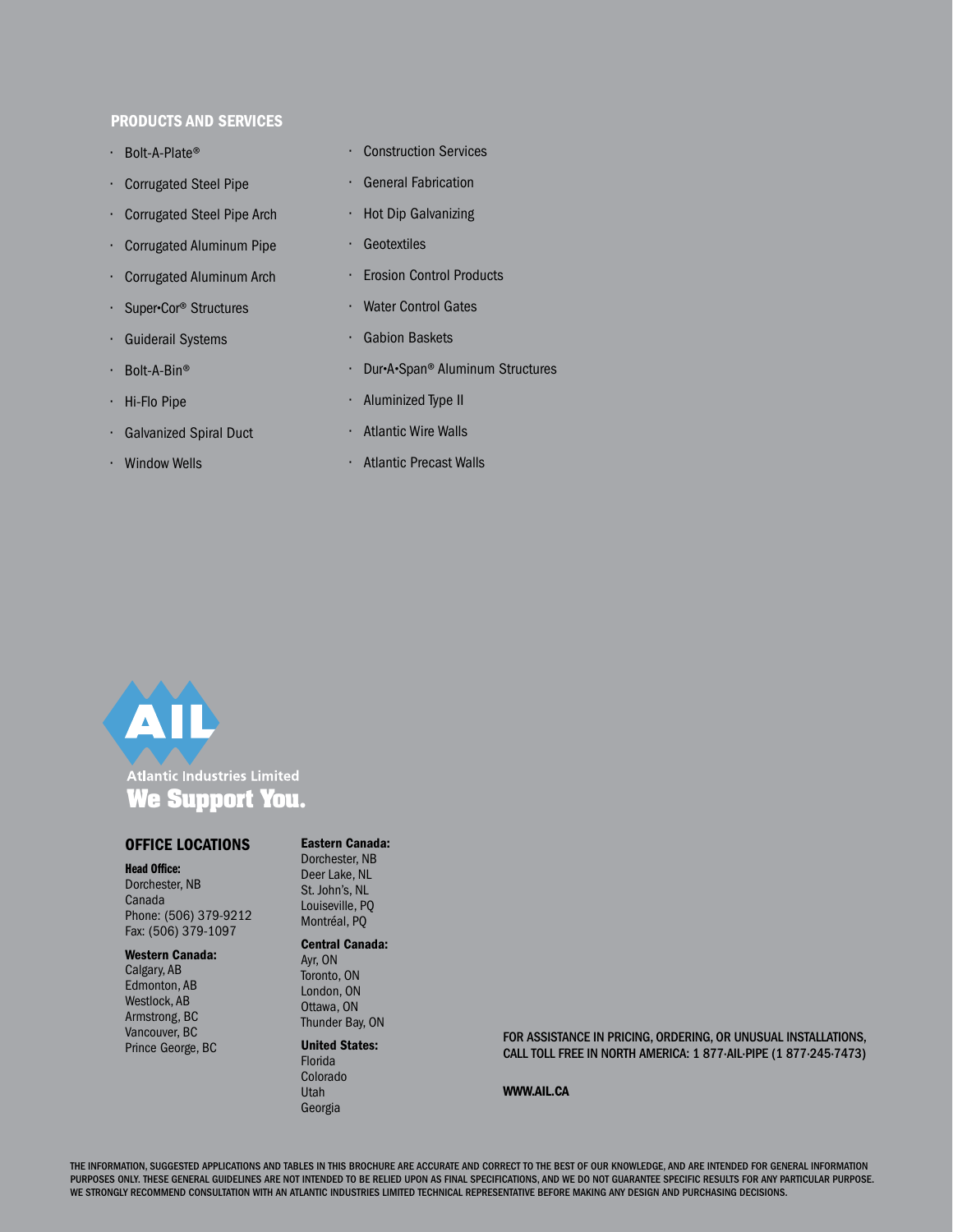## PRODUCTS AND SERVICES

- Bolt-A-Plate®
- Corrugated Steel Pipe
- Corrugated Steel Pipe Arch
- Corrugated Aluminum Pipe
- Corrugated Aluminum Arch
- Super•Cor® Structures
- Guiderail Systems
- Bolt-A-Bin®
- Hi-Flo Pipe
- Galvanized Spiral Duct
- Window Wells
- Construction Services
- General Fabrication
- Hot Dip Galvanizing
- Geotextiles
- Erosion Control Products
- Water Control Gates
- Gabion Baskets
- Dur•A•Span® Aluminum Structures
- Aluminized Type II
- Atlantic Wire Walls
- Atlantic Precast Walls

AIL

Atlantic Industries Limited

**We Support You.**

## OFFICE LOCATIONS

**Head Office:**
Dorchester, NB
Canada
Phone: (506) 379-9212
Fax: (506) 379-1097

**Western Canada:**
Calgary, AB
Edmonton, AB
Westlock, AB
Armstrong, BC
Vancouver, BC
Prince George, BC

**Eastern Canada:**
Dorchester, NB
Deer Lake, NL
St. John's, NL
Louiseville, PQ
Montréal, PQ

**Central Canada:**
Ayr, ON
Toronto, ON
London, ON
Ottawa, ON
Thunder Bay, ON

**United States:**
Florida
Colorado
Utah
Georgia

FOR ASSISTANCE IN PRICING, ORDERING, OR UNUSUAL INSTALLATIONS, CALL TOLL FREE IN NORTH AMERICA: 1 877-AIL-PIPE (1 877-245-7473)

WWW.AIL.CA

THE INFORMATION, SUGGESTED APPLICATIONS AND TABLES IN THIS BROCHURE ARE ACCURATE AND CORRECT TO THE BEST OF OUR KNOWLEDGE, AND ARE INTENDED FOR GENERAL INFORMATION PURPOSES ONLY. THESE GENERAL GUIDELINES ARE NOT INTENDED TO BE RELIED UPON AS FINAL SPECIFICATIONS, AND WE DO NOT GUARANTEE SPECIFIC RESULTS FOR ANY PARTICULAR PURPOSE. WE STRONGLY RECOMMEND CONSULTATION WITH AN ATLANTIC INDUSTRIES LIMITED TECHNICAL REPRESENTATIVE BEFORE MAKING ANY DESIGN AND PURCHASING DECISIONS.